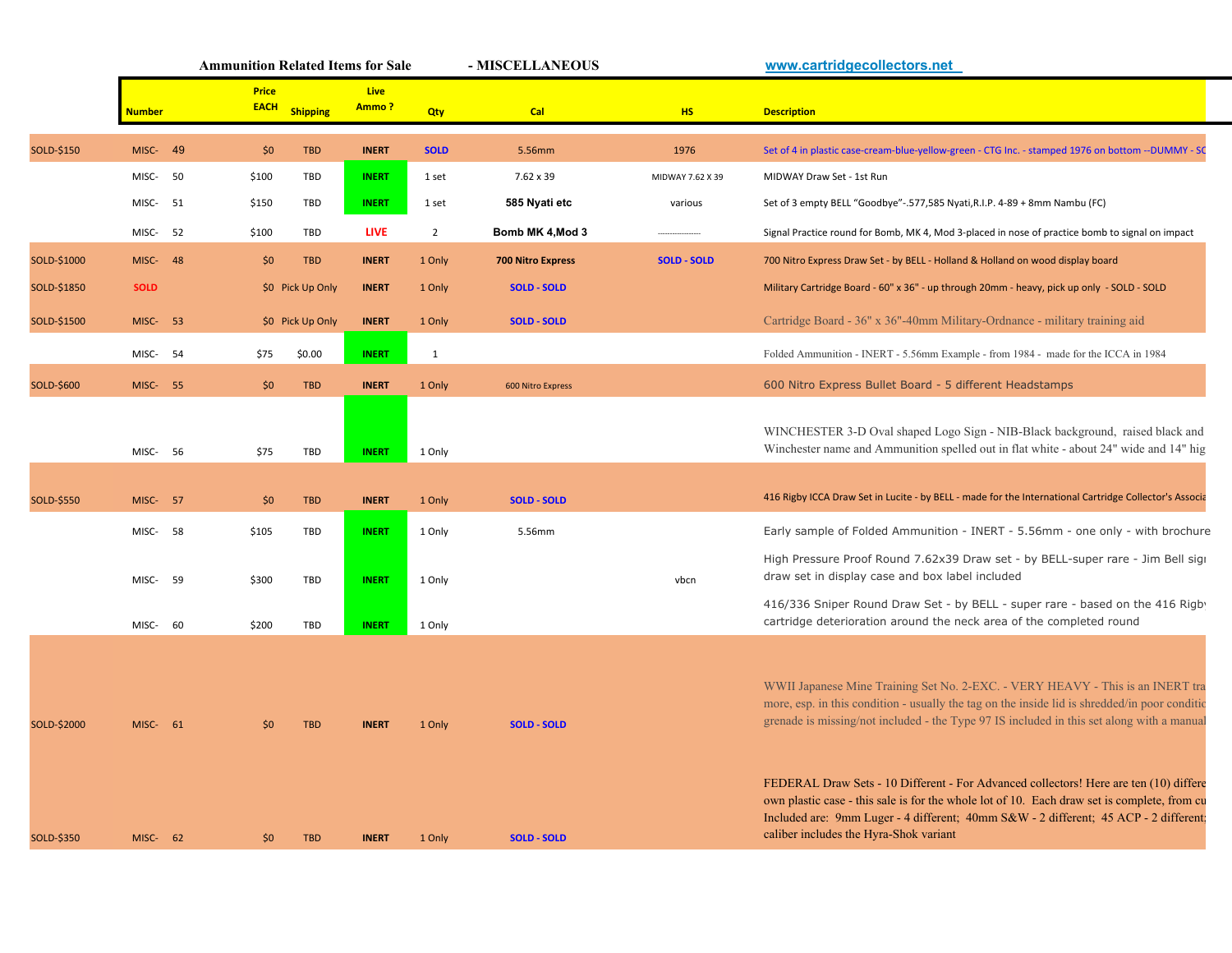**Ammunition Related Items for Sale** **- MISCELLANEOUS** www.cartridgecollectors.net

| | Number | Price EACH | Shipping | Live Ammo ? | Qty | Cal | HS | Description |
|---|---|---|---|---|---|---|---|---|
| SOLD-$150 | MISC- 49 | $0 | TBD | INERT | SOLD | 5.56mm | 1976 | Set of 4 in plastic case-cream-blue-yellow-green - CTG Inc. - stamped 1976 on bottom --DUMMY - SC |
| | MISC- 50 | $100 | TBD | INERT | 1 set | 7.62 x 39 | MIDWAY 7.62 X 39 | MIDWAY Draw Set - 1st Run |
| | MISC- 51 | $150 | TBD | INERT | 1 set | 585 Nyati etc | various | Set of 3 empty BELL "Goodbye"-.577,585 Nyati,R.I.P. 4-89 + 8mm Nambu (FC) |
| | MISC- 52 | $100 | TBD | LIVE | 2 | Bomb MK 4,Mod 3 | ---------------- | Signal Practice round for Bomb, MK 4, Mod 3-placed in nose of practice bomb to signal on impact |
| SOLD-$1000 | MISC- 48 | $0 | TBD | INERT | 1 Only | 700 Nitro Express | SOLD - SOLD | 700 Nitro Express Draw Set - by BELL - Holland & Holland on wood display board |
| SOLD-$1850 | SOLD | $0 | Pick Up Only | INERT | 1 Only | SOLD - SOLD | | Military Cartridge Board - 60" x 36" - up through 20mm - heavy, pick up only - SOLD - SOLD |
| SOLD-$1500 | MISC- 53 | $0 | Pick Up Only | INERT | 1 Only | SOLD - SOLD | | Cartridge Board - 36" x 36"-40mm Military-Ordnance - military training aid |
| | MISC- 54 | $75 | $0.00 | INERT | 1 | | | Folded Ammunition - INERT - 5.56mm Example - from 1984 - made for the ICCA in 1984 |
| SOLD-$600 | MISC- 55 | $0 | TBD | INERT | 1 Only | 600 Nitro Express | | 600 Nitro Express Bullet Board - 5 different Headstamps |
| | MISC- 56 | $75 | TBD | INERT | 1 Only | | | WINCHESTER 3-D Oval shaped Logo Sign - NIB-Black background, raised black and Winchester name and Ammunition spelled out in flat white - about 24" wide and 14" hig |
| SOLD-$550 | MISC- 57 | $0 | TBD | INERT | 1 Only | SOLD - SOLD | | 416 Rigby ICCA Draw Set in Lucite - by BELL - made for the International Cartridge Collector's Associa |
| | MISC- 58 | $105 | TBD | INERT | 1 Only | 5.56mm | | Early sample of Folded Ammunition - INERT - 5.56mm - one only - with brochure |
| | MISC- 59 | $300 | TBD | INERT | 1 Only | | vbcn | High Pressure Proof Round 7.62x39 Draw set - by BELL-super rare - Jim Bell sigı draw set in display case and box label included |
| | MISC- 60 | $200 | TBD | INERT | 1 Only | | | 416/336 Sniper Round Draw Set - by BELL - super rare - based on the 416 Rigby cartridge deterioration around the neck area of the completed round |
| SOLD-$2000 | MISC- 61 | $0 | TBD | INERT | 1 Only | SOLD - SOLD | | WWII Japanese Mine Training Set No. 2-EXC. - VERY HEAVY - This is an INERT tra more, esp. in this condition - usually the tag on the inside lid is shredded/in poor conditio grenade is missing/not included - the Type 97 IS included in this set along with a manual |
| SOLD-$350 | MISC- 62 | $0 | TBD | INERT | 1 Only | SOLD - SOLD | | FEDERAL Draw Sets - 10 Different - For Advanced collectors! Here are ten (10) differe own plastic case - this sale is for the whole lot of 10. Each draw set is complete, from cu Included are: 9mm Luger - 4 different; 40mm S&W - 2 different; 45 ACP - 2 different; caliber includes the Hyra-Shok variant |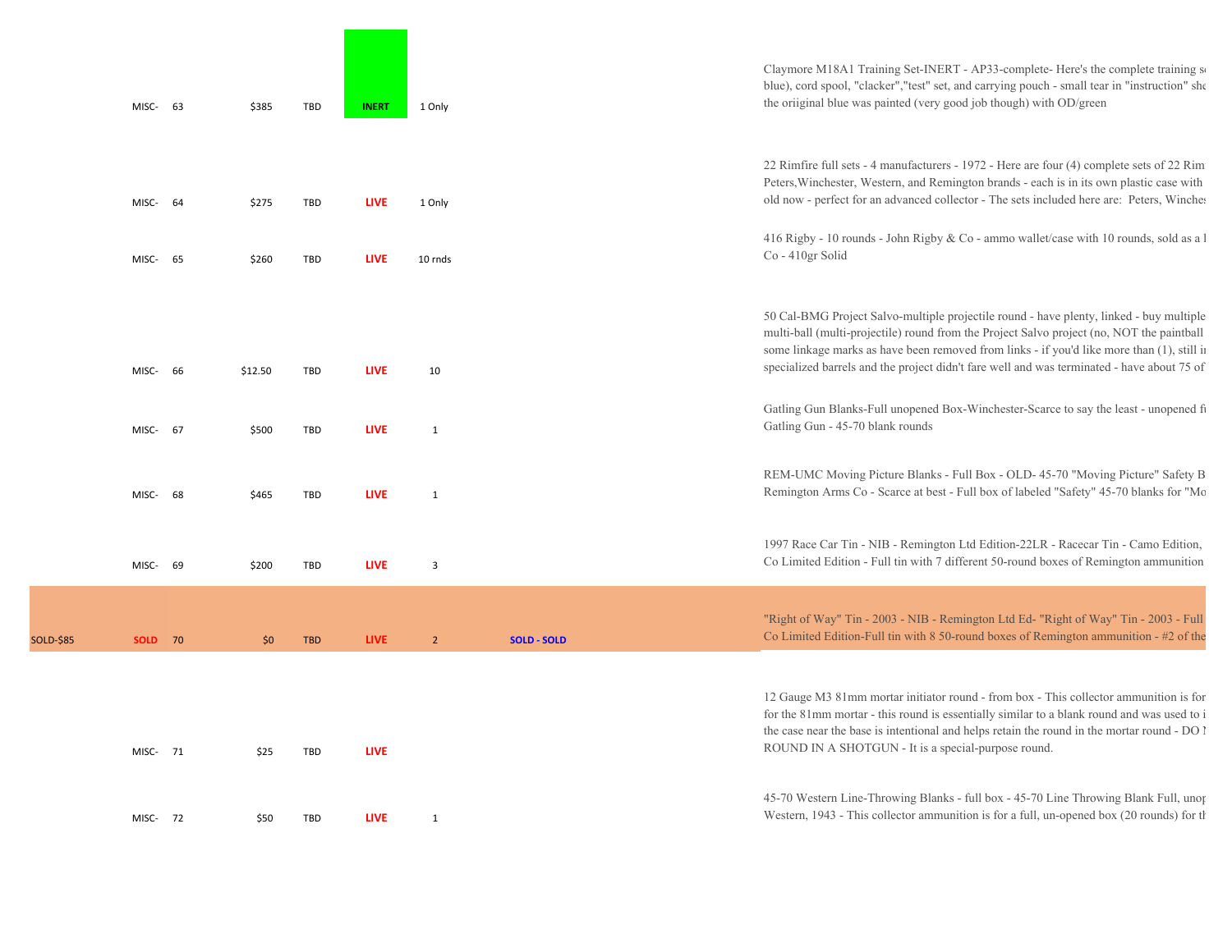|  |  |  |  |  |  |  |  |  |
|---|---|---|---|---|---|---|---|---|
|  | MISC- | 63 | $385 | TBD | INERT | 1 Only |  | Claymore M18A1 Training Set-INERT - AP33-complete- Here's the complete training s blue), cord spool, "clacker","test" set, and carrying pouch - small tear in "instruction" she the oriiginal blue was painted (very good job though) with OD/green |
|  | MISC- | 64 | $275 | TBD | LIVE | 1 Only |  | 22 Rimfire full sets - 4 manufacturers - 1972 - Here are four (4) complete sets of 22 Rim Peters,Winchester, Western, and Remington brands - each is in its own plastic case with old now - perfect for an advanced collector - The sets included here are: Peters, Winches |
|  | MISC- | 65 | $260 | TBD | LIVE | 10 rnds |  | 416 Rigby - 10 rounds - John Rigby & Co - ammo wallet/case with 10 rounds, sold as a l Co - 410gr Solid |
|  | MISC- | 66 | $12.50 | TBD | LIVE | 10 |  | 50 Cal-BMG Project Salvo-multiple projectile round - have plenty, linked - buy multiple multi-ball (multi-projectile) round from the Project Salvo project (no, NOT the paintball some linkage marks as have been removed from links - if you'd like more than (1), still i specialized barrels and the project didn't fare well and was terminated - have about 75 of |
|  | MISC- | 67 | $500 | TBD | LIVE | 1 |  | Gatling Gun Blanks-Full unopened Box-Winchester-Scarce to say the least - unopened f Gatling Gun - 45-70 blank rounds |
|  | MISC- | 68 | $465 | TBD | LIVE | 1 |  | REM-UMC Moving Picture Blanks - Full Box - OLD- 45-70 "Moving Picture" Safety B Remington Arms Co - Scarce at best - Full box of labeled "Safety" 45-70 blanks for "Mo |
|  | MISC- | 69 | $200 | TBD | LIVE | 3 |  | 1997 Race Car Tin - NIB - Remington Ltd Edition-22LR - Racecar Tin - Camo Edition, Co Limited Edition - Full tin with 7 different 50-round boxes of Remington ammunition |
| SOLD-$85 | SOLD | 70 | $0 | TBD | LIVE | 2 | SOLD - SOLD | "Right of Way" Tin - 2003 - NIB - Remington Ltd Ed- "Right of Way" Tin - 2003 - Full Co Limited Edition-Full tin with 8 50-round boxes of Remington ammunition - #2 of the |
|  | MISC- | 71 | $25 | TBD | LIVE |  |  | 12 Gauge M3 81mm mortar initiator round - from box - This collector ammunition is for for the 81mm mortar - this round is essentially similar to a blank round and was used to i the case near the base is intentional and helps retain the round in the mortar round - DO N ROUND IN A SHOTGUN - It is a special-purpose round. |
|  | MISC- | 72 | $50 | TBD | LIVE | 1 |  | 45-70 Western Line-Throwing Blanks - full box - 45-70 Line Throwing Blank Full, unop Western, 1943 - This collector ammunition is for a full, un-opened box (20 rounds) for th |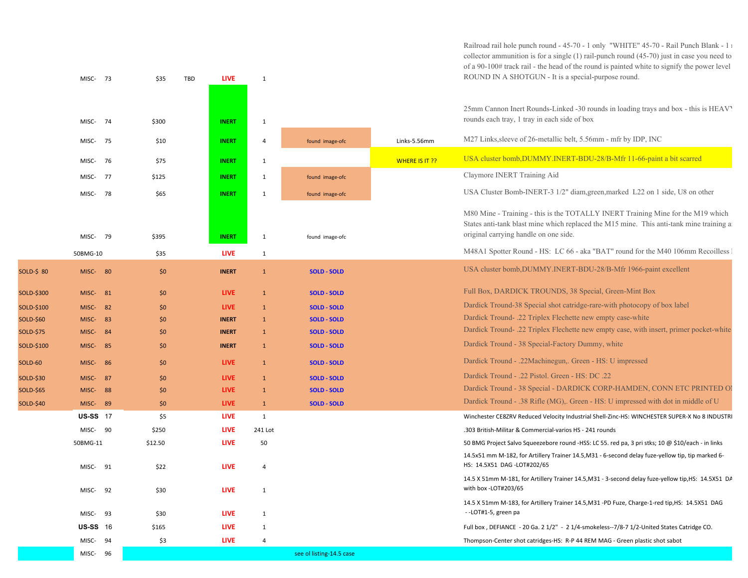| | | | | | | | | |
|---|---|---|---|---|---|---|---|---|
| | MISC- 73 | $35 | TBD | LIVE | 1 | | | Railroad rail hole punch round - 45-70 - 1 only "WHITE" 45-70 - Rail Punch Blank - 1 r collector ammunition is for a single (1) rail-punch round (45-70) just in case you need to of a 90-100# track rail - the head of the round is painted white to signify the power level ROUND IN A SHOTGUN - It is a special-purpose round. |
| | MISC- 74 | $300 | | INERT | 1 | | | 25mm Cannon Inert Rounds-Linked -30 rounds in loading trays and box - this is HEAVY rounds each tray, 1 tray in each side of box |
| | MISC- 75 | $10 | | INERT | 4 | found image-ofc | Links-5.56mm | M27 Links,sleeve of 26-metallic belt, 5.56mm - mfr by IDP, INC |
| | MISC- 76 | $75 | | INERT | 1 | | WHERE IS IT ?? | USA cluster bomb,DUMMY.INERT-BDU-28/B-Mfr 11-66-paint a bit scarred |
| | MISC- 77 | $125 | | INERT | 1 | found image-ofc | | Claymore INERT Training Aid |
| | MISC- 78 | $65 | | INERT | 1 | found image-ofc | | USA Cluster Bomb-INERT-3 1/2" diam,green,marked L22 on 1 side, U8 on other |
| | MISC- 79 | $395 | | INERT | 1 | found image-ofc | | M80 Mine - Training - this is the TOTALLY INERT Training Mine for the M19 which States anti-tank blast mine which replaced the M15 mine. This anti-tank mine training a original carrying handle on one side. |
| | 50BMG-10 | $35 | | LIVE | 1 | | | M48A1 Spotter Round - HS: LC 66 - aka "BAT" round for the M40 106mm Recoilless |
| SOLD-$ 80 | MISC- 80 | $0 | | INERT | 1 | SOLD - SOLD | | USA cluster bomb,DUMMY.INERT-BDU-28/B-Mfr 1966-paint excellent |
| SOLD-$300 | MISC- 81 | $0 | | LIVE | 1 | SOLD - SOLD | | Full Box, DARDICK TROUNDS, 38 Special, Green-Mint Box |
| SOLD-$100 | MISC- 82 | $0 | | LIVE | 1 | SOLD - SOLD | | Dardick Tround-38 Special shot catridge-rare-with photocopy of box label |
| SOLD-$60 | MISC- 83 | $0 | | INERT | 1 | SOLD - SOLD | | Dardick Tround- .22 Triplex Flechette new empty case-white |
| SOLD-$75 | MISC- 84 | $0 | | INERT | 1 | SOLD - SOLD | | Dardick Tround- .22 Triplex Flechette new empty case, with insert, primer pocket-white |
| SOLD-$100 | MISC- 85 | $0 | | INERT | 1 | SOLD - SOLD | | Dardick Tround - 38 Special-Factory Dummy, white |
| SOLD-60 | MISC- 86 | $0 | | LIVE | 1 | SOLD - SOLD | | Dardick Tround - .22Machinegun,. Green - HS: U impressed |
| SOLD-$30 | MISC- 87 | $0 | | LIVE | 1 | SOLD - SOLD | | Dardick Tround - .22 Pistol. Green - HS: DC .22 |
| SOLD-$65 | MISC- 88 | $0 | | LIVE | 1 | SOLD - SOLD | | Dardick Tround - 38 Special - DARDICK CORP-HAMDEN, CONN ETC PRINTED O |
| SOLD-$40 | MISC- 89 | $0 | | LIVE | 1 | SOLD - SOLD | | Dardick Tround - .38 Rifle (MG),. Green - HS: U impressed with dot in middle of U |
| | **US-SS** 17 | $5 | | LIVE | 1 | | | Winchester CE8ZRV Reduced Velocity Industrial Shell-Zinc-HS: WINCHESTER SUPER-X No 8 INDUSTRI |
| | MISC- 90 | $250 | | LIVE | 241 Lot | | | .303 British-Militar & Commercial-varios HS - 241 rounds |
| | 50BMG-11 | $12.50 | | LIVE | 50 | | | 50 BMG Project Salvo Squeezebore round -HSS: LC 55. red pa, 3 pri stks; 10 @ $10/each - in links |
| | MISC- 91 | $22 | | LIVE | 4 | | | 14.5x51 mm M-182, for Artillery Trainer 14.5,M31 - 6-second delay fuze-yellow tip, tip marked 6- HS: 14.5X51 DAG -LOT#202/65 |
| | MISC- 92 | $30 | | LIVE | 1 | | | 14.5 X 51mm M-181, for Artillery Trainer 14.5,M31 - 3-second delay fuze-yellow tip,HS: 14.5X51 DA with box -LOT#203/65 |
| | MISC- 93 | $30 | | LIVE | 1 | | | 14.5 X 51mm M-183, for Artillery Trainer 14.5,M31 -PD Fuze, Charge-1-red tip,HS: 14.5X51 DAG --LOT#1-5, green pa |
| | **US-SS** 16 | $165 | | LIVE | 1 | | | Full box , DEFIANCE - 20 Ga. 2 1/2" - 2 1/4-smokeless--7/8-7 1/2-United States Catridge CO. |
| | MISC- 94 | $3 | | LIVE | 4 | | | Thompson-Center shot catridges-HS: R-P 44 REM MAG - Green plastic shot sabot |
| | MISC- 96 | | | | | see ol listing-14.5 case | | |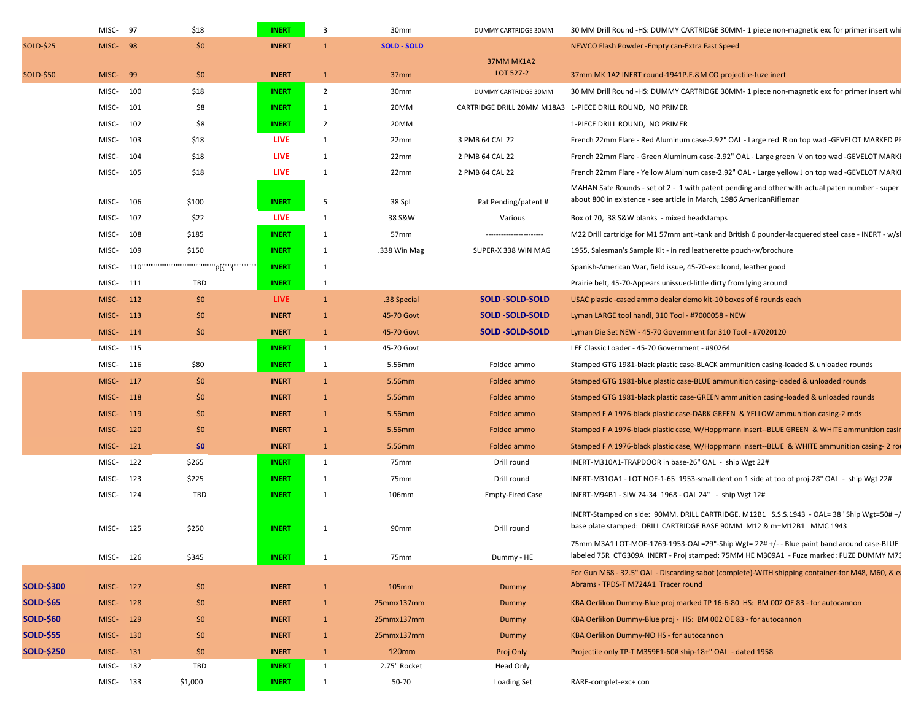|  |  |  |  |  |  |  |  |  |
|---|---|---|---|---|---|---|---|---|
|  | MISC- | 97 | $18 | INERT | 3 | 30mm | DUMMY CARTRIDGE 30MM | 30 MM Drill Round -HS: DUMMY CARTRIDGE 30MM- 1 piece non-magnetic exc for primer insert whi |
| SOLD-$25 | MISC- | 98 | $0 | INERT | 1 | SOLD - SOLD |  | NEWCO Flash Powder -Empty can-Extra Fast Speed |
| SOLD-$50 | MISC- | 99 | $0 | INERT | 1 | 37mm | 37MM MK1A2 LOT 527-2 | 37mm MK 1A2 INERT round-1941P.E.&M CO projectile-fuze inert |
|  | MISC- | 100 | $18 | INERT | 2 | 30mm | DUMMY CARTRIDGE 30MM | 30 MM Drill Round -HS: DUMMY CARTRIDGE 30MM- 1 piece non-magnetic exc for primer insert whi |
|  | MISC- | 101 | $8 | INERT | 1 | 20MM | CARTRIDGE DRILL 20MM M18A3 | 1-PIECE DRILL ROUND, NO PRIMER |
|  | MISC- | 102 | $8 | INERT | 2 | 20MM |  | 1-PIECE DRILL ROUND, NO PRIMER |
|  | MISC- | 103 | $18 | LIVE | 1 | 22mm | 3 PMB 64 CAL 22 | French 22mm Flare - Red Aluminum case-2.92" OAL - Large red R on top wad -GEVELOT MARKED PF |
|  | MISC- | 104 | $18 | LIVE | 1 | 22mm | 2 PMB 64 CAL 22 | French 22mm Flare - Green Aluminum case-2.92" OAL - Large green V on top wad -GEVELOT MARKE |
|  | MISC- | 105 | $18 | LIVE | 1 | 22mm | 2 PMB 64 CAL 22 | French 22mm Flare - Yellow Aluminum case-2.92" OAL - Large yellow J on top wad -GEVELOT MARKE |
|  | MISC- | 106 | $100 | INERT | 5 | 38 Spl | Pat Pending/patent # | MAHAN Safe Rounds - set of 2 - 1 with patent pending and other with actual paten number - super about 800 in existence - see article in March, 1986 AmericanRifleman |
|  | MISC- | 107 | $22 | LIVE | 1 | 38 S&W | Various | Box of 70, 38 S&W blanks - mixed headstamps |
|  | MISC- | 108 | $185 | INERT | 1 | 57mm | ---------------------- | M22 Drill cartridge for M1 57mm anti-tank and British 6 pounder-lacquered steel case - INERT - w/sh |
|  | MISC- | 109 | $150 | INERT | 1 | .338 Win Mag | SUPER-X 338 WIN MAG | 1955, Salesman's Sample Kit - in red leatherette pouch-w/brochure |
|  | MISC- | 110'''''''''''''''''''''''''''''''''''''p[{""{''''''''''' |  | INERT | 1 |  |  | Spanish-American War, field issue, 45-70-exc lcond, leather good |
|  | MISC- | 111 | TBD | INERT | 1 |  |  | Prairie belt, 45-70-Appears unissued-little dirty from lying around |
|  | MISC- | 112 | $0 | LIVE | 1 | .38 Special | SOLD -SOLD-SOLD | USAC plastic -cased ammo dealer demo kit-10 boxes of 6 rounds each |
|  | MISC- | 113 | $0 | INERT | 1 | 45-70 Govt | SOLD -SOLD-SOLD | Lyman LARGE tool handl, 310 Tool - #7000058 - NEW |
|  | MISC- | 114 | $0 | INERT | 1 | 45-70 Govt | SOLD -SOLD-SOLD | Lyman Die Set NEW - 45-70 Government for 310 Tool - #7020120 |
|  | MISC- | 115 |  | INERT | 1 | 45-70 Govt |  | LEE Classic Loader - 45-70 Government - #90264 |
|  | MISC- | 116 | $80 | INERT | 1 | 5.56mm | Folded ammo | Stamped GTG 1981-black plastic case-BLACK ammunition casing-loaded & unloaded rounds |
|  | MISC- | 117 | $0 | INERT | 1 | 5.56mm | Folded ammo | Stamped GTG 1981-blue plastic case-BLUE ammunition casing-loaded & unloaded rounds |
|  | MISC- | 118 | $0 | INERT | 1 | 5.56mm | Folded ammo | Stamped GTG 1981-black plastic case-GREEN ammunition casing-loaded & unloaded rounds |
|  | MISC- | 119 | $0 | INERT | 1 | 5.56mm | Folded ammo | Stamped F A 1976-black plastic case-DARK GREEN & YELLOW ammunition casing-2 rnds |
|  | MISC- | 120 | $0 | INERT | 1 | 5.56mm | Folded ammo | Stamped F A 1976-black plastic case, W/Hoppmann insert--BLUE GREEN & WHITE ammunition casir |
|  | MISC- | 121 | $0 | INERT | 1 | 5.56mm | Folded ammo | Stamped F A 1976-black plastic case, W/Hoppmann insert--BLUE & WHITE ammunition casing- 2 rou |
|  | MISC- | 122 | $265 | INERT | 1 | 75mm | Drill round | INERT-M310A1-TRAPDOOR in base-26" OAL - ship Wgt 22# |
|  | MISC- | 123 | $225 | INERT | 1 | 75mm | Drill round | INERT-M31OA1 - LOT NOF-1-65 1953-small dent on 1 side at too of proj-28" OAL - ship Wgt 22# |
|  | MISC- | 124 | TBD | INERT | 1 | 106mm | Empty-Fired Case | INERT-M94B1 - SIW 24-34 1968 - OAL 24" - ship Wgt 12# |
|  | MISC- | 125 | $250 | INERT | 1 | 90mm | Drill round | INERT-Stamped on side: 90MM. DRILL CARTRIDGE. M12B1 S.S.S.1943 - OAL= 38 "Ship Wgt=50# +/ base plate stamped: DRILL CARTRIDGE BASE 90MM M12 & m=M12B1 MMC 1943 |
|  | MISC- | 126 | $345 | INERT | 1 | 75mm | Dummy - HE | 75mm M3A1 LOT-MOF-1769-1953-OAL=29"-Ship Wgt= 22# +/- - Blue paint band around case-BLUE labeled 75R CTG309A INERT - Proj stamped: 75MM HE M309A1 - Fuze marked: FUZE DUMMY M73 |
| SOLD-$300 | MISC- | 127 | $0 | INERT | 1 | 105mm | Dummy | For Gun M68 - 32.5" OAL - Discarding sabot (complete)-WITH shipping container-for M48, M60, & ea Abrams - TPDS-T M724A1 Tracer round |
| SOLD-$65 | MISC- | 128 | $0 | INERT | 1 | 25mmx137mm | Dummy | KBA Oerlikon Dummy-Blue proj marked TP 16-6-80 HS: BM 002 OE 83 - for autocannon |
| SOLD-$60 | MISC- | 129 | $0 | INERT | 1 | 25mmx137mm | Dummy | KBA Oerlikon Dummy-Blue proj - HS: BM 002 OE 83 - for autocannon |
| SOLD-$55 | MISC- | 130 | $0 | INERT | 1 | 25mmx137mm | Dummy | KBA Oerlikon Dummy-NO HS - for autocannon |
| SOLD-$250 | MISC- | 131 | $0 | INERT | 1 | 120mm | Proj Only | Projectile only TP-T M359E1-60# ship-18+" OAL - dated 1958 |
|  | MISC- | 132 | TBD | INERT | 1 | 2.75" Rocket | Head Only |  |
|  | MISC- | 133 | $1,000 | INERT | 1 | 50-70 | Loading Set | RARE-complet-exc+ con |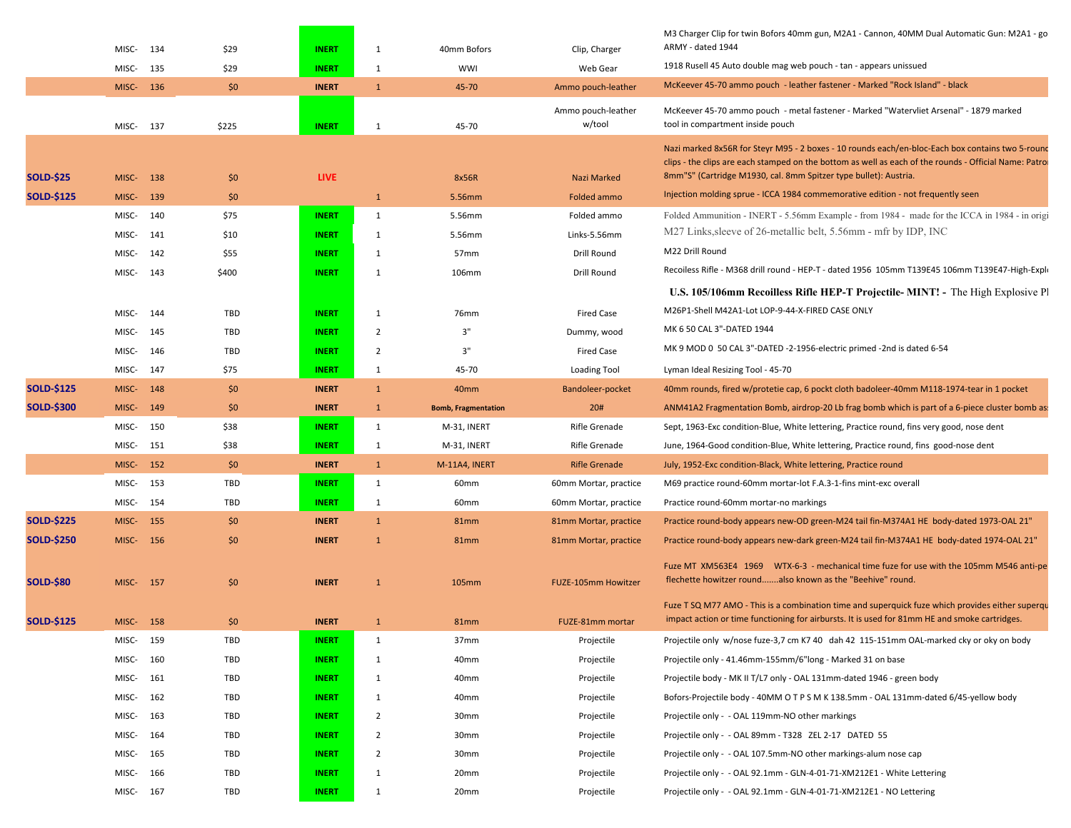| Status | Item | No. | Price | Type | Qty | Caliber | Description | Details |
|---|---|---|---|---|---|---|---|---|
| | MISC- | 134 | $29 | INERT | 1 | 40mm Bofors | Clip, Charger | M3 Charger Clip for twin Bofors 40mm gun, M2A1 - Cannon, 40MM Dual Automatic Gun: M2A1 - go ARMY - dated 1944 |
| | MISC- | 135 | $29 | INERT | 1 | WWI | Web Gear | 1918 Rusell 45 Auto double mag web pouch - tan - appears unissued |
| | MISC- | 136 | $0 | INERT | 1 | 45-70 | Ammo pouch-leather | McKeever 45-70 ammo pouch - leather fastener - Marked "Rock Island" - black |
| | MISC- | 137 | $225 | INERT | 1 | 45-70 | Ammo pouch-leather w/tool | McKeever 45-70 ammo pouch - metal fastener - Marked "Watervliet Arsenal" - 1879 marked tool in compartment inside pouch |
| SOLD-$25 | MISC- | 138 | $0 | LIVE | | 8x56R | Nazi Marked | Nazi marked 8x56R for Steyr M95 - 2 boxes - 10 rounds each/en-bloc-Each box contains two 5-round clips - the clips are each stamped on the bottom as well as each of the rounds - Official Name: Patro 8mm"S" (Cartridge M1930, cal. 8mm Spitzer type bullet): Austria. |
| SOLD-$125 | MISC- | 139 | $0 | | 1 | 5.56mm | Folded ammo | Injection molding sprue - ICCA 1984 commemorative edition - not frequently seen |
| | MISC- | 140 | $75 | INERT | 1 | 5.56mm | Folded ammo | Folded Ammunition - INERT - 5.56mm Example - from 1984 - made for the ICCA in 1984 - in origi |
| | MISC- | 141 | $10 | INERT | 1 | 5.56mm | Links-5.56mm | M27 Links,sleeve of 26-metallic belt, 5.56mm - mfr by IDP, INC |
| | MISC- | 142 | $55 | INERT | 1 | 57mm | Drill Round | M22 Drill Round |
| | MISC- | 143 | $400 | INERT | 1 | 106mm | Drill Round | Recoiless Rifle - M368 drill round - HEP-T - dated 1956 105mm T139E45 106mm T139E47-High-Explo **U.S. 105/106mm Recoilless Rifle HEP-T Projectile- MINT! -** The High Explosive Pl |
| | MISC- | 144 | TBD | INERT | 1 | 76mm | Fired Case | M26P1-Shell M42A1-Lot LOP-9-44-X-FIRED CASE ONLY |
| | MISC- | 145 | TBD | INERT | 2 | 3" | Dummy, wood | MK 6 50 CAL 3"-DATED 1944 |
| | MISC- | 146 | TBD | INERT | 2 | 3" | Fired Case | MK 9 MOD 0 50 CAL 3"-DATED -2-1956-electric primed -2nd is dated 6-54 |
| | MISC- | 147 | $75 | INERT | 1 | 45-70 | Loading Tool | Lyman Ideal Resizing Tool - 45-70 |
| SOLD-$125 | MISC- | 148 | $0 | INERT | 1 | 40mm | Bandoleer-pocket | 40mm rounds, fired w/protetie cap, 6 pockt cloth badoleer-40mm M118-1974-tear in 1 pocket |
| SOLD-$300 | MISC- | 149 | $0 | INERT | 1 | Bomb, Fragmentation | 20# | ANM41A2 Fragmentation Bomb, airdrop-20 Lb frag bomb which is part of a 6-piece cluster bomb as |
| | MISC- | 150 | $38 | INERT | 1 | M-31, INERT | Rifle Grenade | Sept, 1963-Exc condition-Blue, White lettering, Practice round, fins very good, nose dent |
| | MISC- | 151 | $38 | INERT | 1 | M-31, INERT | Rifle Grenade | June, 1964-Good condition-Blue, White lettering, Practice round, fins good-nose dent |
| | MISC- | 152 | $0 | INERT | 1 | M-11A4, INERT | Rifle Grenade | July, 1952-Exc condition-Black, White lettering, Practice round |
| | MISC- | 153 | TBD | INERT | 1 | 60mm | 60mm Mortar, practice | M69 practice round-60mm mortar-lot F.A.3-1-fins mint-exc overall |
| | MISC- | 154 | TBD | INERT | 1 | 60mm | 60mm Mortar, practice | Practice round-60mm mortar-no markings |
| SOLD-$225 | MISC- | 155 | $0 | INERT | 1 | 81mm | 81mm Mortar, practice | Practice round-body appears new-OD green-M24 tail fin-M374A1 HE body-dated 1973-OAL 21" |
| SOLD-$250 | MISC- | 156 | $0 | INERT | 1 | 81mm | 81mm Mortar, practice | Practice round-body appears new-dark green-M24 tail fin-M374A1 HE body-dated 1974-OAL 21" |
| SOLD-$80 | MISC- | 157 | $0 | INERT | 1 | 105mm | FUZE-105mm Howitzer | Fuze MT XM563E4 1969 WTX-6-3 - mechanical time fuze for use with the 105mm M546 anti-pe flechette howitzer round.......also known as the "Beehive" round. |
| SOLD-$125 | MISC- | 158 | $0 | INERT | 1 | 81mm | FUZE-81mm mortar | Fuze T SQ M77 AMO - This is a combination time and superquick fuze which provides either superqu impact action or time functioning for airbursts. It is used for 81mm HE and smoke cartridges. |
| | MISC- | 159 | TBD | INERT | 1 | 37mm | Projectile | Projectile only w/nose fuze-3,7 cm K7 40 dah 42 115-151mm OAL-marked cky or oky on body |
| | MISC- | 160 | TBD | INERT | 1 | 40mm | Projectile | Projectile only - 41.46mm-155mm/6"long - Marked 31 on base |
| | MISC- | 161 | TBD | INERT | 1 | 40mm | Projectile | Projectile body - MK II T/L7 only - OAL 131mm-dated 1946 - green body |
| | MISC- | 162 | TBD | INERT | 1 | 40mm | Projectile | Bofors-Projectile body - 40MM O T P S M K 138.5mm - OAL 131mm-dated 6/45-yellow body |
| | MISC- | 163 | TBD | INERT | 2 | 30mm | Projectile | Projectile only - - OAL 119mm-NO other markings |
| | MISC- | 164 | TBD | INERT | 2 | 30mm | Projectile | Projectile only - - OAL 89mm - T328 ZEL 2-17 DATED 55 |
| | MISC- | 165 | TBD | INERT | 2 | 30mm | Projectile | Projectile only - - OAL 107.5mm-NO other markings-alum nose cap |
| | MISC- | 166 | TBD | INERT | 1 | 20mm | Projectile | Projectile only - - OAL 92.1mm - GLN-4-01-71-XM212E1 - White Lettering |
| | MISC- | 167 | TBD | INERT | 1 | 20mm | Projectile | Projectile only - - OAL 92.1mm - GLN-4-01-71-XM212E1 - NO Lettering |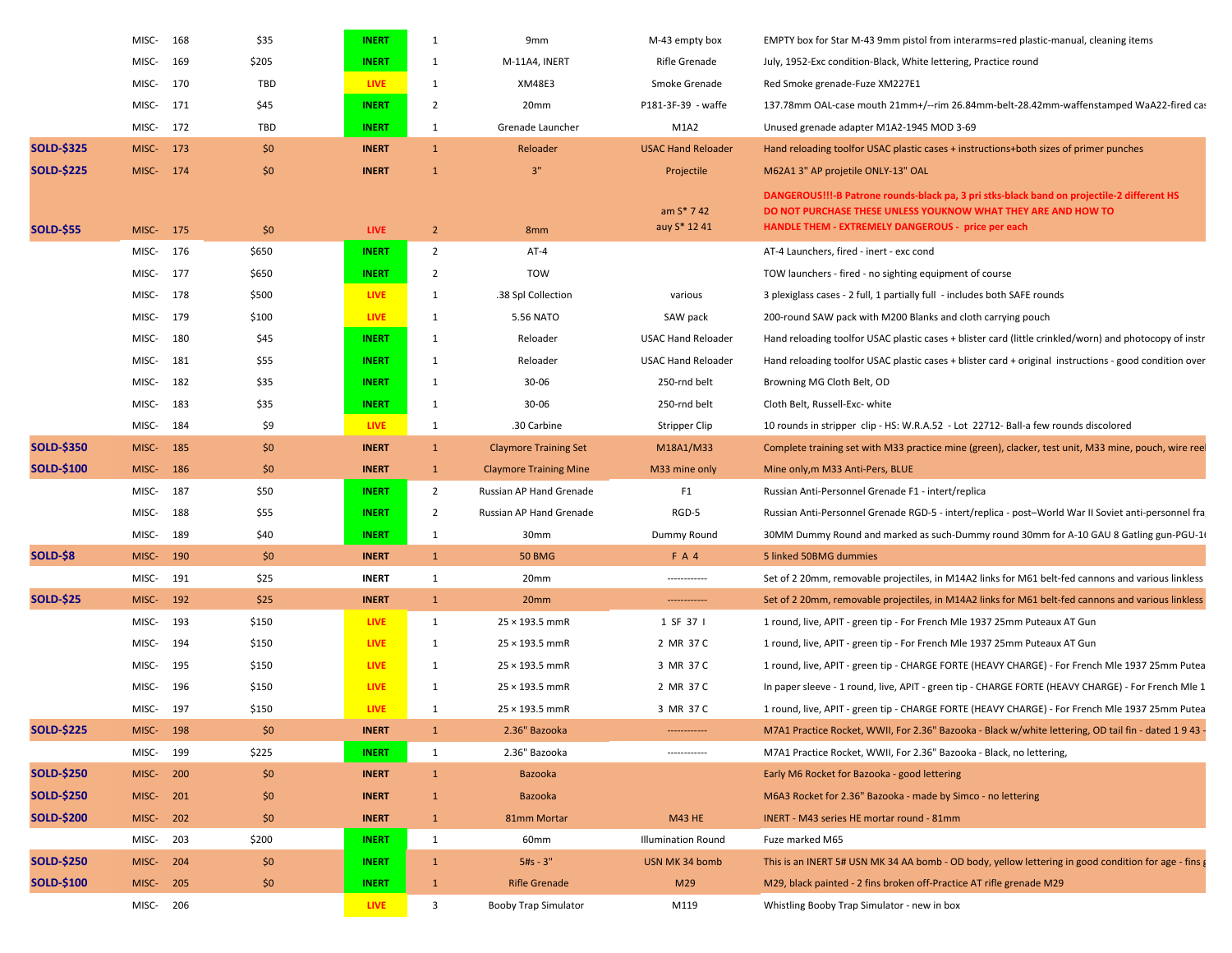| | | | | | | | | |
|---|---|---|---|---|---|---|---|---|
| | MISC- | 168 | $35 | INERT | 1 | 9mm | M-43 empty box | EMPTY box for Star M-43 9mm pistol from interarms=red plastic-manual, cleaning items |
| | MISC- | 169 | $205 | INERT | 1 | M-11A4, INERT | Rifle Grenade | July, 1952-Exc condition-Black, White lettering, Practice round |
| | MISC- | 170 | TBD | LIVE | 1 | XM48E3 | Smoke Grenade | Red Smoke grenade-Fuze XM227E1 |
| | MISC- | 171 | $45 | INERT | 2 | 20mm | P181-3F-39 - waffe | 137.78mm OAL-case mouth 21mm+/--rim 26.84mm-belt-28.42mm-waffenstamped WaA22-fired cas |
| | MISC- | 172 | TBD | INERT | 1 | Grenade Launcher | M1A2 | Unused grenade adapter M1A2-1945 MOD 3-69 |
| SOLD-$325 | MISC- | 173 | $0 | INERT | 1 | Reloader | USAC Hand Reloader | Hand reloading toolfor USAC plastic cases + instructions+both sizes of primer punches |
| SOLD-$225 | MISC- | 174 | $0 | INERT | 1 | 3" | Projectile | M62A1 3" AP projetile ONLY-13" OAL |
| SOLD-$55 | MISC- | 175 | $0 | LIVE | 2 | 8mm | am S* 7 42 auy S* 12 41 | DANGEROUS!!!-B Patrone rounds-black pa, 3 pri stks-black band on projectile-2 different HS DO NOT PURCHASE THESE UNLESS YOUKNOW WHAT THEY ARE AND HOW TO HANDLE THEM - EXTREMELY DANGEROUS - price per each |
| | MISC- | 176 | $650 | INERT | 2 | AT-4 | | AT-4 Launchers, fired - inert - exc cond |
| | MISC- | 177 | $650 | INERT | 2 | TOW | | TOW launchers - fired - no sighting equipment of course |
| | MISC- | 178 | $500 | LIVE | 1 | .38 Spl Collection | various | 3 plexiglass cases - 2 full, 1 partially full - includes both SAFE rounds |
| | MISC- | 179 | $100 | LIVE | 1 | 5.56 NATO | SAW pack | 200-round SAW pack with M200 Blanks and cloth carrying pouch |
| | MISC- | 180 | $45 | INERT | 1 | Reloader | USAC Hand Reloader | Hand reloading toolfor USAC plastic cases + blister card (little crinkled/worn) and photocopy of instr |
| | MISC- | 181 | $55 | INERT | 1 | Reloader | USAC Hand Reloader | Hand reloading toolfor USAC plastic cases + blister card + original instructions - good condition over |
| | MISC- | 182 | $35 | INERT | 1 | 30-06 | 250-rnd belt | Browning MG Cloth Belt, OD |
| | MISC- | 183 | $35 | INERT | 1 | 30-06 | 250-rnd belt | Cloth Belt, Russell-Exc- white |
| | MISC- | 184 | $9 | LIVE | 1 | .30 Carbine | Stripper Clip | 10 rounds in stripper clip - HS: W.R.A.52 - Lot 22712- Ball-a few rounds discolored |
| SOLD-$350 | MISC- | 185 | $0 | INERT | 1 | Claymore Training Set | M18A1/M33 | Complete training set with M33 practice mine (green), clacker, test unit, M33 mine, pouch, wire reel |
| SOLD-$100 | MISC- | 186 | $0 | INERT | 1 | Claymore Training Mine | M33 mine only | Mine only,m M33 Anti-Pers, BLUE |
| | MISC- | 187 | $50 | INERT | 2 | Russian AP Hand Grenade | F1 | Russian Anti-Personnel Grenade F1 - intert/replica |
| | MISC- | 188 | $55 | INERT | 2 | Russian AP Hand Grenade | RGD-5 | Russian Anti-Personnel Grenade RGD-5 - intert/replica - post–World War II Soviet anti-personnel fra |
| | MISC- | 189 | $40 | INERT | 1 | 30mm | Dummy Round | 30MM Dummy Round and marked as such-Dummy round 30mm for A-10 GAU 8 Gatling gun-PGU-1 |
| SOLD-$8 | MISC- | 190 | $0 | INERT | 1 | 50 BMG | F A 4 | 5 linked 50BMG dummies |
| | MISC- | 191 | $25 | INERT | 1 | 20mm | ------------ | Set of 2 20mm, removable projectiles, in M14A2 links for M61 belt-fed cannons and various linkless |
| SOLD-$25 | MISC- | 192 | $25 | INERT | 1 | 20mm | ------------ | Set of 2 20mm, removable projectiles, in M14A2 links for M61 belt-fed cannons and various linkless |
| | MISC- | 193 | $150 | LIVE | 1 | 25 × 193.5 mmR | 1 SF 37 I | 1 round, live, APIT - green tip - For French Mle 1937 25mm Puteaux AT Gun |
| | MISC- | 194 | $150 | LIVE | 1 | 25 × 193.5 mmR | 2 MR 37 C | 1 round, live, APIT - green tip - For French Mle 1937 25mm Puteaux AT Gun |
| | MISC- | 195 | $150 | LIVE | 1 | 25 × 193.5 mmR | 3 MR 37 C | 1 round, live, APIT - green tip - CHARGE FORTE (HEAVY CHARGE) - For French Mle 1937 25mm Putea |
| | MISC- | 196 | $150 | LIVE | 1 | 25 × 193.5 mmR | 2 MR 37 C | In paper sleeve - 1 round, live, APIT - green tip - CHARGE FORTE (HEAVY CHARGE) - For French Mle 1 |
| | MISC- | 197 | $150 | LIVE | 1 | 25 × 193.5 mmR | 3 MR 37 C | 1 round, live, APIT - green tip - CHARGE FORTE (HEAVY CHARGE) - For French Mle 1937 25mm Putea |
| SOLD-$225 | MISC- | 198 | $0 | INERT | 1 | 2.36" Bazooka | ------------ | M7A1 Practice Rocket, WWII, For 2.36" Bazooka - Black w/white lettering, OD tail fin - dated 1 9 43 - |
| | MISC- | 199 | $225 | INERT | 1 | 2.36" Bazooka | ------------ | M7A1 Practice Rocket, WWII, For 2.36" Bazooka - Black, no lettering, |
| SOLD-$250 | MISC- | 200 | $0 | INERT | 1 | Bazooka | | Early M6 Rocket for Bazooka - good lettering |
| SOLD-$250 | MISC- | 201 | $0 | INERT | 1 | Bazooka | | M6A3 Rocket for 2.36" Bazooka - made by Simco - no lettering |
| SOLD-$200 | MISC- | 202 | $0 | INERT | 1 | 81mm Mortar | M43 HE | INERT - M43 series HE mortar round - 81mm |
| | MISC- | 203 | $200 | INERT | 1 | 60mm | Illumination Round | Fuze marked M65 |
| SOLD-$250 | MISC- | 204 | $0 | INERT | 1 | 5#s - 3" | USN MK 34 bomb | This is an INERT 5# USN MK 34 AA bomb - OD body, yellow lettering in good condition for age - fins g |
| SOLD-$100 | MISC- | 205 | $0 | INERT | 1 | Rifle Grenade | M29 | M29, black painted - 2 fins broken off-Practice AT rifle grenade M29 |
| | MISC- | 206 | | LIVE | 3 | Booby Trap Simulator | M119 | Whistling Booby Trap Simulator - new in box |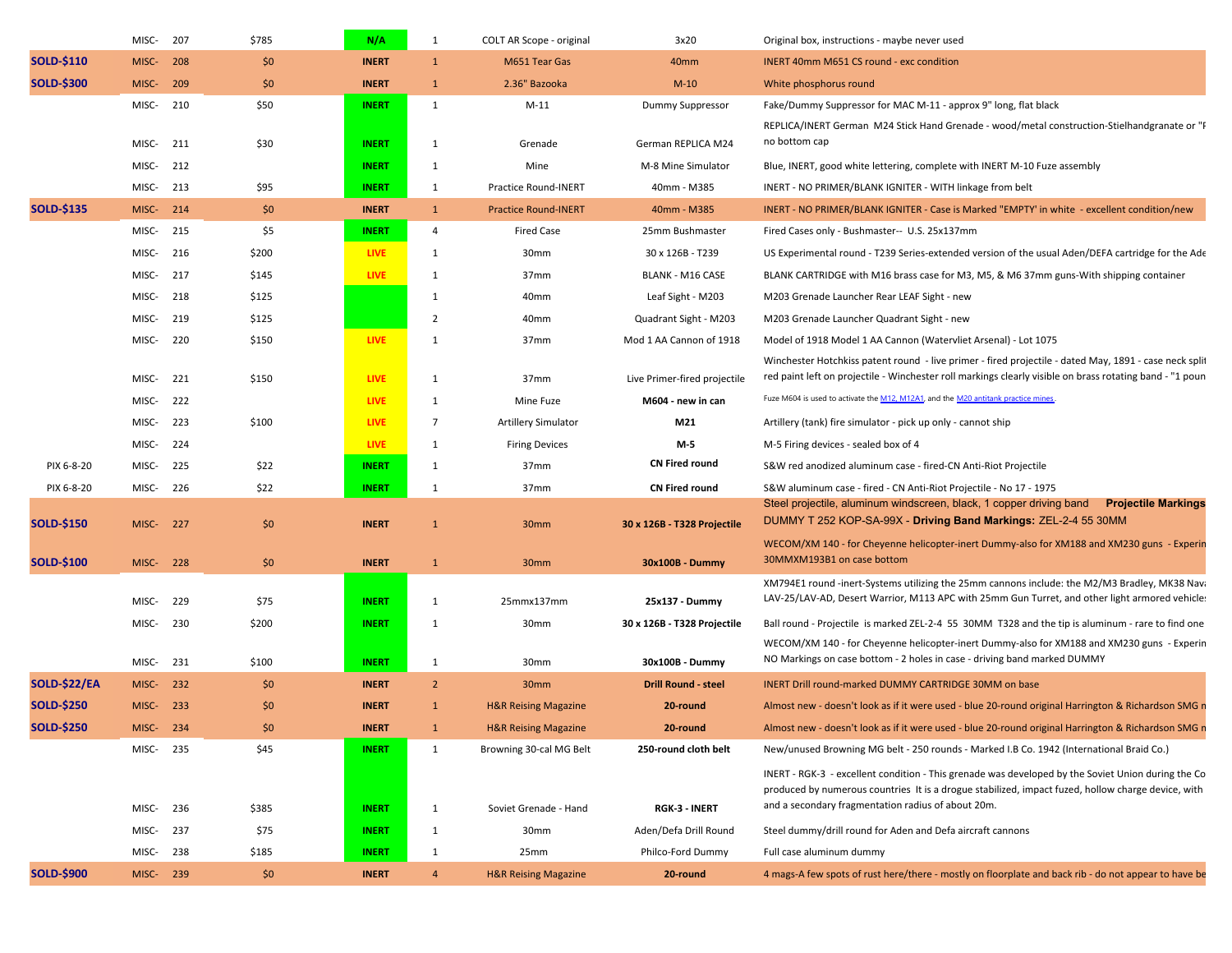| | | | | | | | | |
|---|---|---|---|---|---|---|---|---|
| | MISC- | 207 | $785 | N/A | 1 | COLT AR Scope - original | 3x20 | Original box, instructions - maybe never used |
| **SOLD-$110** | MISC- | 208 | $0 | **INERT** | 1 | M651 Tear Gas | 40mm | INERT 40mm M651 CS round - exc condition |
| **SOLD-$300** | MISC- | 209 | $0 | **INERT** | 1 | 2.36" Bazooka | M-10 | White phosphorus round |
| | MISC- | 210 | $50 | **INERT** | 1 | M-11 | Dummy Suppressor | Fake/Dummy Suppressor for MAC M-11 - approx 9" long, flat black |
| | MISC- | 211 | $30 | **INERT** | 1 | Grenade | German REPLICA M24 | REPLICA/INERT German M24 Stick Hand Grenade - wood/metal construction-Stielhandgranate or "F no bottom cap |
| | MISC- | 212 | | **INERT** | 1 | Mine | M-8 Mine Simulator | Blue, INERT, good white lettering, complete with INERT M-10 Fuze assembly |
| | MISC- | 213 | $95 | **INERT** | 1 | Practice Round-INERT | 40mm - M385 | INERT - NO PRIMER/BLANK IGNITER - WITH linkage from belt |
| **SOLD-$135** | MISC- | 214 | $0 | **INERT** | 1 | Practice Round-INERT | 40mm - M385 | INERT - NO PRIMER/BLANK IGNITER - Case is Marked "EMPTY' in white - excellent condition/new |
| | MISC- | 215 | $5 | **INERT** | 4 | Fired Case | 25mm Bushmaster | Fired Cases only - Bushmaster-- U.S. 25x137mm |
| | MISC- | 216 | $200 | **LIVE** | 1 | 30mm | 30 x 126B - T239 | US Experimental round - T239 Series-extended version of the usual Aden/DEFA cartridge for the Ade |
| | MISC- | 217 | $145 | **LIVE** | 1 | 37mm | BLANK - M16 CASE | BLANK CARTRIDGE with M16 brass case for M3, M5, & M6 37mm guns-With shipping container |
| | MISC- | 218 | $125 | | 1 | 40mm | Leaf Sight - M203 | M203 Grenade Launcher Rear LEAF Sight - new |
| | MISC- | 219 | $125 | | 2 | 40mm | Quadrant Sight - M203 | M203 Grenade Launcher Quadrant Sight - new |
| | MISC- | 220 | $150 | **LIVE** | 1 | 37mm | Mod 1 AA Cannon of 1918 | Model of 1918 Model 1 AA Cannon (Watervliet Arsenal) - Lot 1075 |
| | MISC- | 221 | $150 | **LIVE** | 1 | 37mm | Live Primer-fired projectile | Winchester Hotchkiss patent round - live primer - fired projectile - dated May, 1891 - case neck split red paint left on projectile - Winchester roll markings clearly visible on brass rotating band - "1 poun |
| | MISC- | 222 | | **LIVE** | 1 | Mine Fuze | **M604 - new in can** | Fuze M604 is used to activate the M12, M12A1, and the M20 antitank practice mines. |
| | MISC- | 223 | $100 | **LIVE** | 7 | Artillery Simulator | **M21** | Artillery (tank) fire simulator - pick up only - cannot ship |
| | MISC- | 224 | | **LIVE** | 1 | Firing Devices | **M-5** | M-5 Firing devices - sealed box of 4 |
| PIX 6-8-20 | MISC- | 225 | $22 | **INERT** | 1 | 37mm | **CN Fired round** | S&W red anodized aluminum case - fired-CN Anti-Riot Projectile |
| PIX 6-8-20 | MISC- | 226 | $22 | **INERT** | 1 | 37mm | **CN Fired round** | S&W aluminum case - fired - CN Anti-Riot Projectile - No 17 - 1975 |
| **SOLD-$150** | MISC- | 227 | $0 | **INERT** | 1 | 30mm | **30 x 126B - T328 Projectile** | Steel projectile, aluminum windscreen, black, 1 copper driving band **Projectile Markings** DUMMY T 252 KOP-SA-99X - **Driving Band Markings:** ZEL-2-4 55 30MM |
| **SOLD-$100** | MISC- | 228 | $0 | **INERT** | 1 | 30mm | **30x100B - Dummy** | WECOM/XM 140 - for Cheyenne helicopter-inert Dummy-also for XM188 and XM230 guns - Experin 30MMXM193B1 on case bottom |
| | MISC- | 229 | $75 | **INERT** | 1 | 25mmx137mm | **25x137 - Dummy** | XM794E1 round -inert-Systems utilizing the 25mm cannons include: the M2/M3 Bradley, MK38 Nava LAV-25/LAV-AD, Desert Warrior, M113 APC with 25mm Gun Turret, and other light armored vehicle |
| | MISC- | 230 | $200 | **INERT** | 1 | 30mm | **30 x 126B - T328 Projectile** | Ball round - Projectile is marked ZEL-2-4 55 30MM T328 and the tip is aluminum - rare to find one |
| | MISC- | 231 | $100 | **INERT** | 1 | 30mm | **30x100B - Dummy** | WECOM/XM 140 - for Cheyenne helicopter-inert Dummy-also for XM188 and XM230 guns - Experin NO Markings on case bottom - 2 holes in case - driving band marked DUMMY |
| **SOLD-$22/EA** | MISC- | 232 | $0 | **INERT** | 2 | 30mm | **Drill Round - steel** | INERT Drill round-marked DUMMY CARTRIDGE 30MM on base |
| **SOLD-$250** | MISC- | 233 | $0 | **INERT** | 1 | H&R Reising Magazine | **20-round** | Almost new - doesn't look as if it were used - blue 20-round original Harrington & Richardson SMG m |
| **SOLD-$250** | MISC- | 234 | $0 | **INERT** | 1 | H&R Reising Magazine | **20-round** | Almost new - doesn't look as if it were used - blue 20-round original Harrington & Richardson SMG m |
| | MISC- | 235 | $45 | **INERT** | 1 | Browning 30-cal MG Belt | **250-round cloth belt** | New/unused Browning MG belt - 250 rounds - Marked I.B Co. 1942 (International Braid Co.) |
| | MISC- | 236 | $385 | **INERT** | 1 | Soviet Grenade - Hand | **RGK-3 - INERT** | INERT - RGK-3 - excellent condition - This grenade was developed by the Soviet Union during the Co produced by numerous countries It is a drogue stabilized, impact fuzed, hollow charge device, with and a secondary fragmentation radius of about 20m. |
| | MISC- | 237 | $75 | **INERT** | 1 | 30mm | Aden/Defa Drill Round | Steel dummy/drill round for Aden and Defa aircraft cannons |
| | MISC- | 238 | $185 | **INERT** | 1 | 25mm | Philco-Ford Dummy | Full case aluminum dummy |
| **SOLD-$900** | MISC- | 239 | $0 | **INERT** | 4 | H&R Reising Magazine | **20-round** | 4 mags-A few spots of rust here/there - mostly on floorplate and back rib - do not appear to have be |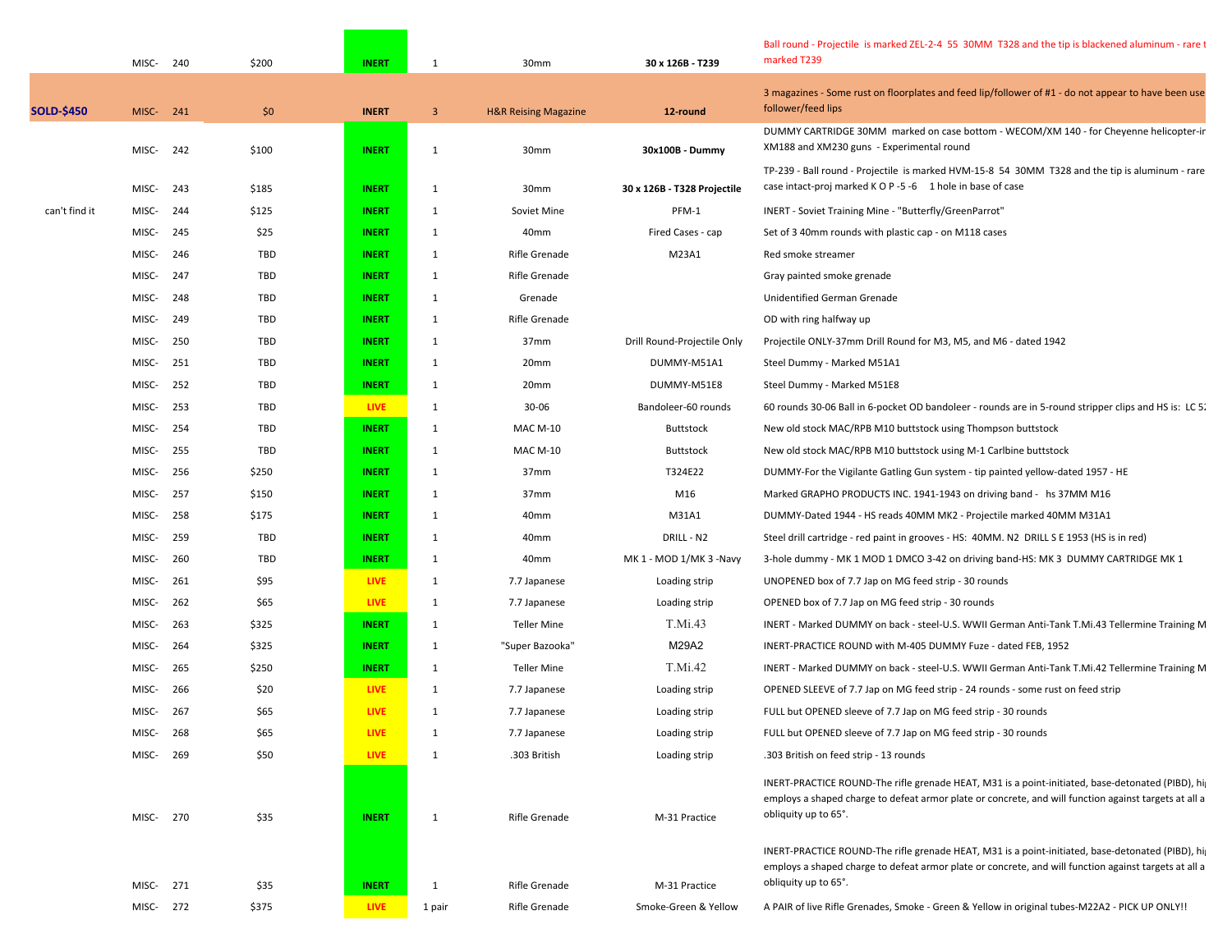| | | | | | | | | |
|---|---|---|---|---|---|---|---|---|
| | MISC- | 240 | $200 | INERT | 1 | 30mm | **30 x 126B - T239** | Ball round - Projectile is marked ZEL-2-4 55 30MM T328 and the tip is blackened aluminum - rare t marked T239 |
| **SOLD-$450** | MISC- | 241 | $0 | INERT | 3 | H&R Reising Magazine | **12-round** | 3 magazines - Some rust on floorplates and feed lip/follower of #1 - do not appear to have been use follower/feed lips |
| | MISC- | 242 | $100 | INERT | 1 | 30mm | **30x100B - Dummy** | DUMMY CARTRIDGE 30MM marked on case bottom - WECOM/XM 140 - for Cheyenne helicopter-ir XM188 and XM230 guns - Experimental round |
| | MISC- | 243 | $185 | INERT | 1 | 30mm | **30 x 126B - T328 Projectile** | TP-239 - Ball round - Projectile is marked HVM-15-8 54 30MM T328 and the tip is aluminum - rare case intact-proj marked K O P -5 -6 1 hole in base of case |
| can't find it | MISC- | 244 | $125 | INERT | 1 | Soviet Mine | PFM-1 | INERT - Soviet Training Mine - "Butterfly/GreenParrot" |
| | MISC- | 245 | $25 | INERT | 1 | 40mm | Fired Cases - cap | Set of 3 40mm rounds with plastic cap - on M118 cases |
| | MISC- | 246 | TBD | INERT | 1 | Rifle Grenade | M23A1 | Red smoke streamer |
| | MISC- | 247 | TBD | INERT | 1 | Rifle Grenade | | Gray painted smoke grenade |
| | MISC- | 248 | TBD | INERT | 1 | Grenade | | Unidentified German Grenade |
| | MISC- | 249 | TBD | INERT | 1 | Rifle Grenade | | OD with ring halfway up |
| | MISC- | 250 | TBD | INERT | 1 | 37mm | Drill Round-Projectile Only | Projectile ONLY-37mm Drill Round for M3, M5, and M6 - dated 1942 |
| | MISC- | 251 | TBD | INERT | 1 | 20mm | DUMMY-M51A1 | Steel Dummy - Marked M51A1 |
| | MISC- | 252 | TBD | INERT | 1 | 20mm | DUMMY-M51E8 | Steel Dummy - Marked M51E8 |
| | MISC- | 253 | TBD | LIVE | 1 | 30-06 | Bandoleer-60 rounds | 60 rounds 30-06 Ball in 6-pocket OD bandoleer - rounds are in 5-round stripper clips and HS is: LC 5 |
| | MISC- | 254 | TBD | INERT | 1 | MAC M-10 | Buttstock | New old stock MAC/RPB M10 buttstock using Thompson buttstock |
| | MISC- | 255 | TBD | INERT | 1 | MAC M-10 | Buttstock | New old stock MAC/RPB M10 buttstock using M-1 Carlbine buttstock |
| | MISC- | 256 | $250 | INERT | 1 | 37mm | T324E22 | DUMMY-For the Vigilante Gatling Gun system - tip painted yellow-dated 1957 - HE |
| | MISC- | 257 | $150 | INERT | 1 | 37mm | M16 | Marked GRAPHO PRODUCTS INC. 1941-1943 on driving band - hs 37MM M16 |
| | MISC- | 258 | $175 | INERT | 1 | 40mm | M31A1 | DUMMY-Dated 1944 - HS reads 40MM MK2 - Projectile marked 40MM M31A1 |
| | MISC- | 259 | TBD | INERT | 1 | 40mm | DRILL - N2 | Steel drill cartridge - red paint in grooves - HS: 40MM. N2 DRILL S E 1953 (HS is in red) |
| | MISC- | 260 | TBD | INERT | 1 | 40mm | MK 1 - MOD 1/MK 3 -Navy | 3-hole dummy - MK 1 MOD 1 DMCO 3-42 on driving band-HS: MK 3 DUMMY CARTRIDGE MK 1 |
| | MISC- | 261 | $95 | LIVE | 1 | 7.7 Japanese | Loading strip | UNOPENED box of 7.7 Jap on MG feed strip - 30 rounds |
| | MISC- | 262 | $65 | LIVE | 1 | 7.7 Japanese | Loading strip | OPENED box of 7.7 Jap on MG feed strip - 30 rounds |
| | MISC- | 263 | $325 | INERT | 1 | Teller Mine | T.Mi.43 | INERT - Marked DUMMY on back - steel-U.S. WWII German Anti-Tank T.Mi.43 Tellermine Training M |
| | MISC- | 264 | $325 | INERT | 1 | "Super Bazooka" | M29A2 | INERT-PRACTICE ROUND with M-405 DUMMY Fuze - dated FEB, 1952 |
| | MISC- | 265 | $250 | INERT | 1 | Teller Mine | T.Mi.42 | INERT - Marked DUMMY on back - steel-U.S. WWII German Anti-Tank T.Mi.42 Tellermine Training M |
| | MISC- | 266 | $20 | LIVE | 1 | 7.7 Japanese | Loading strip | OPENED SLEEVE of 7.7 Jap on MG feed strip - 24 rounds - some rust on feed strip |
| | MISC- | 267 | $65 | LIVE | 1 | 7.7 Japanese | Loading strip | FULL but OPENED sleeve of 7.7 Jap on MG feed strip - 30 rounds |
| | MISC- | 268 | $65 | LIVE | 1 | 7.7 Japanese | Loading strip | FULL but OPENED sleeve of 7.7 Jap on MG feed strip - 30 rounds |
| | MISC- | 269 | $50 | LIVE | 1 | .303 British | Loading strip | .303 British on feed strip - 13 rounds |
| | MISC- | 270 | $35 | INERT | 1 | Rifle Grenade | M-31 Practice | INERT-PRACTICE ROUND-The rifle grenade HEAT, M31 is a point-initiated, base-detonated (PIBD), hi employs a shaped charge to defeat armor plate or concrete, and will function against targets at all a obliquity up to 65°. |
| | MISC- | 271 | $35 | INERT | 1 | Rifle Grenade | M-31 Practice | INERT-PRACTICE ROUND-The rifle grenade HEAT, M31 is a point-initiated, base-detonated (PIBD), hi employs a shaped charge to defeat armor plate or concrete, and will function against targets at all a obliquity up to 65°. |
| | MISC- | 272 | $375 | LIVE | 1 pair | Rifle Grenade | Smoke-Green & Yellow | A PAIR of live Rifle Grenades, Smoke - Green & Yellow in original tubes-M22A2 - PICK UP ONLY!! |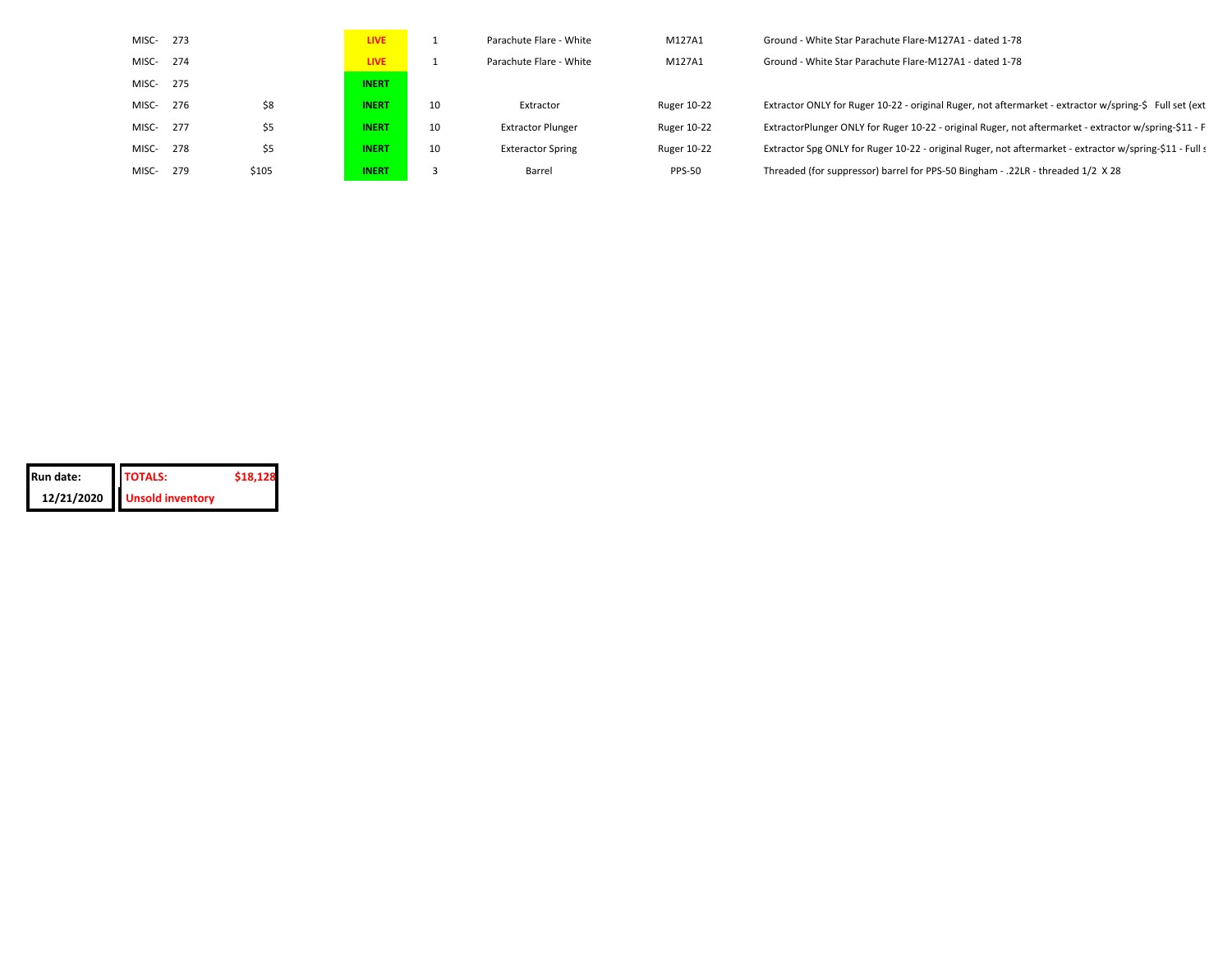| | | | | | | | |
|---|---|---|---|---|---|---|---|
| MISC- | 273 | | LIVE | 1 | Parachute Flare - White | M127A1 | Ground - White Star Parachute Flare-M127A1 - dated 1-78 |
| MISC- | 274 | | LIVE | 1 | Parachute Flare - White | M127A1 | Ground - White Star Parachute Flare-M127A1 - dated 1-78 |
| MISC- | 275 | | INERT | | | | |
| MISC- | 276 | $8 | INERT | 10 | Extractor | Ruger 10-22 | Extractor ONLY for Ruger 10-22 - original Ruger, not aftermarket - extractor w/spring-$ Full set (ext |
| MISC- | 277 | $5 | INERT | 10 | Extractor Plunger | Ruger 10-22 | ExtractorPlunger ONLY for Ruger 10-22 - original Ruger, not aftermarket - extractor w/spring-$11 - F |
| MISC- | 278 | $5 | INERT | 10 | Exteractor Spring | Ruger 10-22 | Extractor Spg ONLY for Ruger 10-22 - original Ruger, not aftermarket - extractor w/spring-$11 - Full s |
| MISC- | 279 | $105 | INERT | 3 | Barrel | PPS-50 | Threaded (for suppressor) barrel for PPS-50 Bingham - .22LR - threaded 1/2 X 28 |

| Run date: | TOTALS: | $18,128 |
|---|---|---|
| 12/21/2020 | Unsold inventory | |